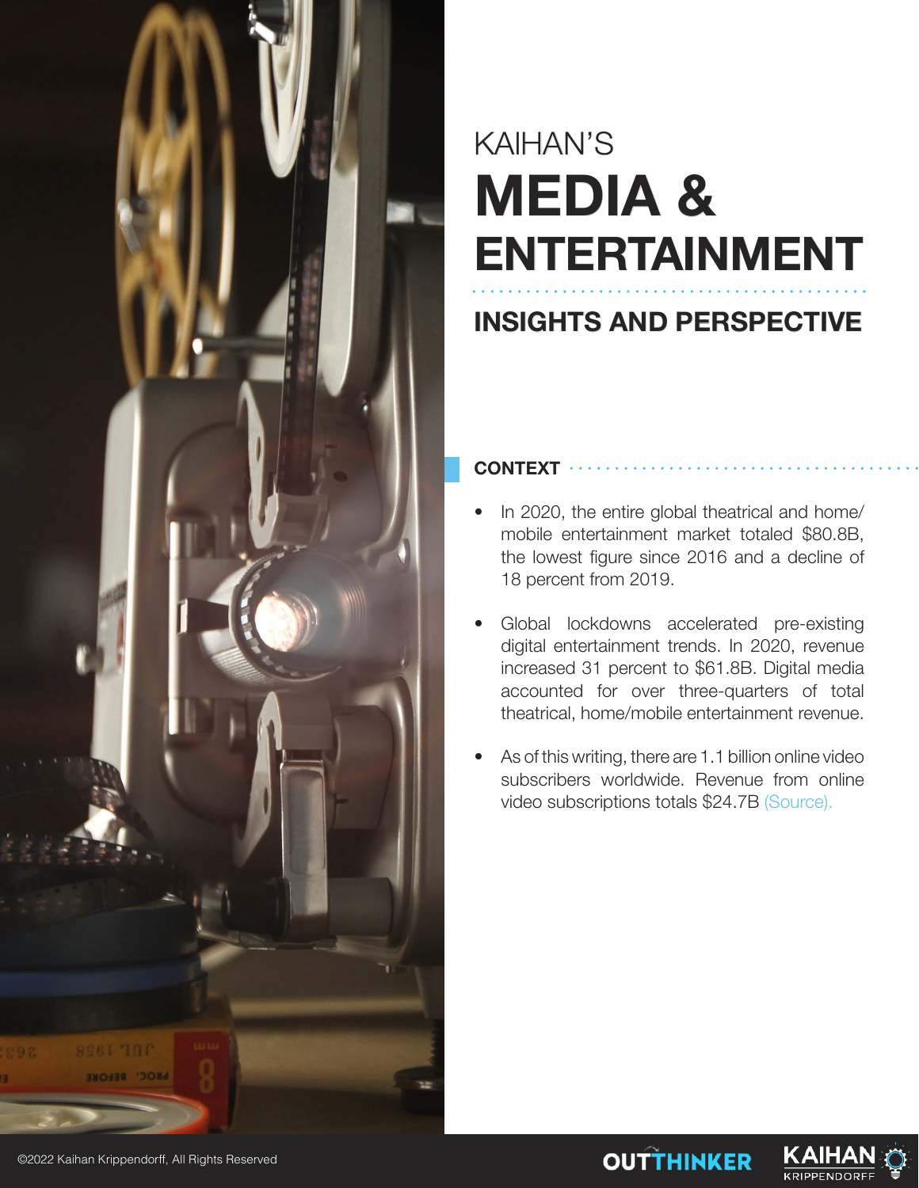KAIHAN'S

# MEDIA & ENTERTAINMENT

## INSIGHTS AND PERSPECTIVE

### CONTEXT

- In 2020, the entire global theatrical and home/mobile entertainment market totaled $80.8B, the lowest figure since 2016 and a decline of 18 percent from 2019.
- Global lockdowns accelerated pre-existing digital entertainment trends. In 2020, revenue increased 31 percent to $61.8B. Digital media accounted for over three-quarters of total theatrical, home/mobile entertainment revenue.
- As of this writing, there are 1.1 billion online video subscribers worldwide. Revenue from online video subscriptions totals $24.7B (Source).

©2022 Kaihan Krippendorff, All Rights Reserved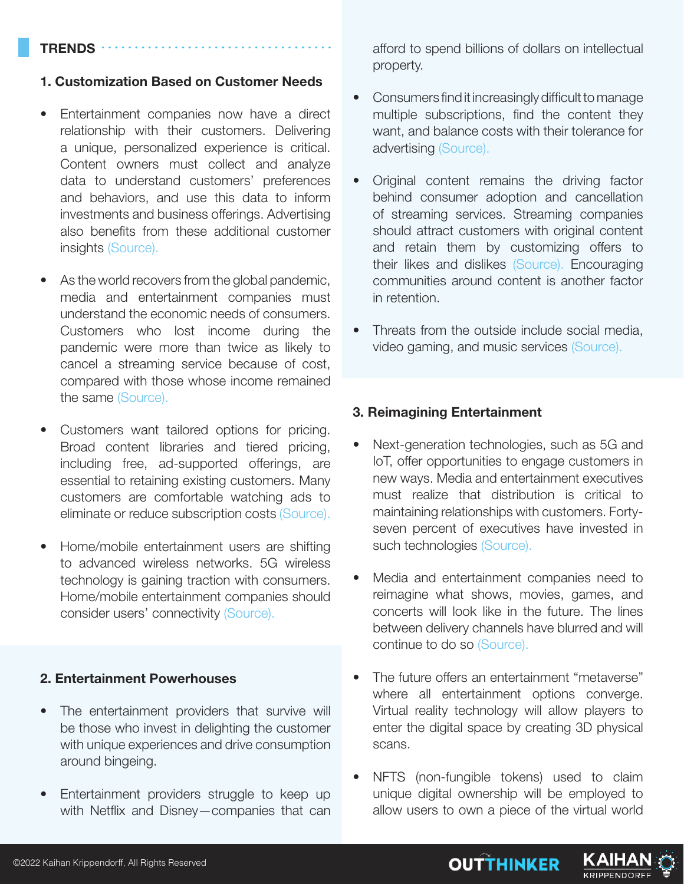## TRENDS

### 1. Customization Based on Customer Needs

- Entertainment companies now have a direct relationship with their customers. Delivering a unique, personalized experience is critical. Content owners must collect and analyze data to understand customers' preferences and behaviors, and use this data to inform investments and business offerings. Advertising also benefits from these additional customer insights (Source).
- As the world recovers from the global pandemic, media and entertainment companies must understand the economic needs of consumers. Customers who lost income during the pandemic were more than twice as likely to cancel a streaming service because of cost, compared with those whose income remained the same (Source).
- Customers want tailored options for pricing. Broad content libraries and tiered pricing, including free, ad-supported offerings, are essential to retaining existing customers. Many customers are comfortable watching ads to eliminate or reduce subscription costs (Source).
- Home/mobile entertainment users are shifting to advanced wireless networks. 5G wireless technology is gaining traction with consumers. Home/mobile entertainment companies should consider users' connectivity (Source).

### 2. Entertainment Powerhouses

- The entertainment providers that survive will be those who invest in delighting the customer with unique experiences and drive consumption around bingeing.
- Entertainment providers struggle to keep up with Netflix and Disney—companies that can afford to spend billions of dollars on intellectual property.
- Consumers find it increasingly difficult to manage multiple subscriptions, find the content they want, and balance costs with their tolerance for advertising (Source).
- Original content remains the driving factor behind consumer adoption and cancellation of streaming services. Streaming companies should attract customers with original content and retain them by customizing offers to their likes and dislikes (Source). Encouraging communities around content is another factor in retention.
- Threats from the outside include social media, video gaming, and music services (Source).

### 3. Reimagining Entertainment

- Next-generation technologies, such as 5G and IoT, offer opportunities to engage customers in new ways. Media and entertainment executives must realize that distribution is critical to maintaining relationships with customers. Forty-seven percent of executives have invested in such technologies (Source).
- Media and entertainment companies need to reimagine what shows, movies, games, and concerts will look like in the future. The lines between delivery channels have blurred and will continue to do so (Source).
- The future offers an entertainment "metaverse" where all entertainment options converge. Virtual reality technology will allow players to enter the digital space by creating 3D physical scans.
- NFTS (non-fungible tokens) used to claim unique digital ownership will be employed to allow users to own a piece of the virtual world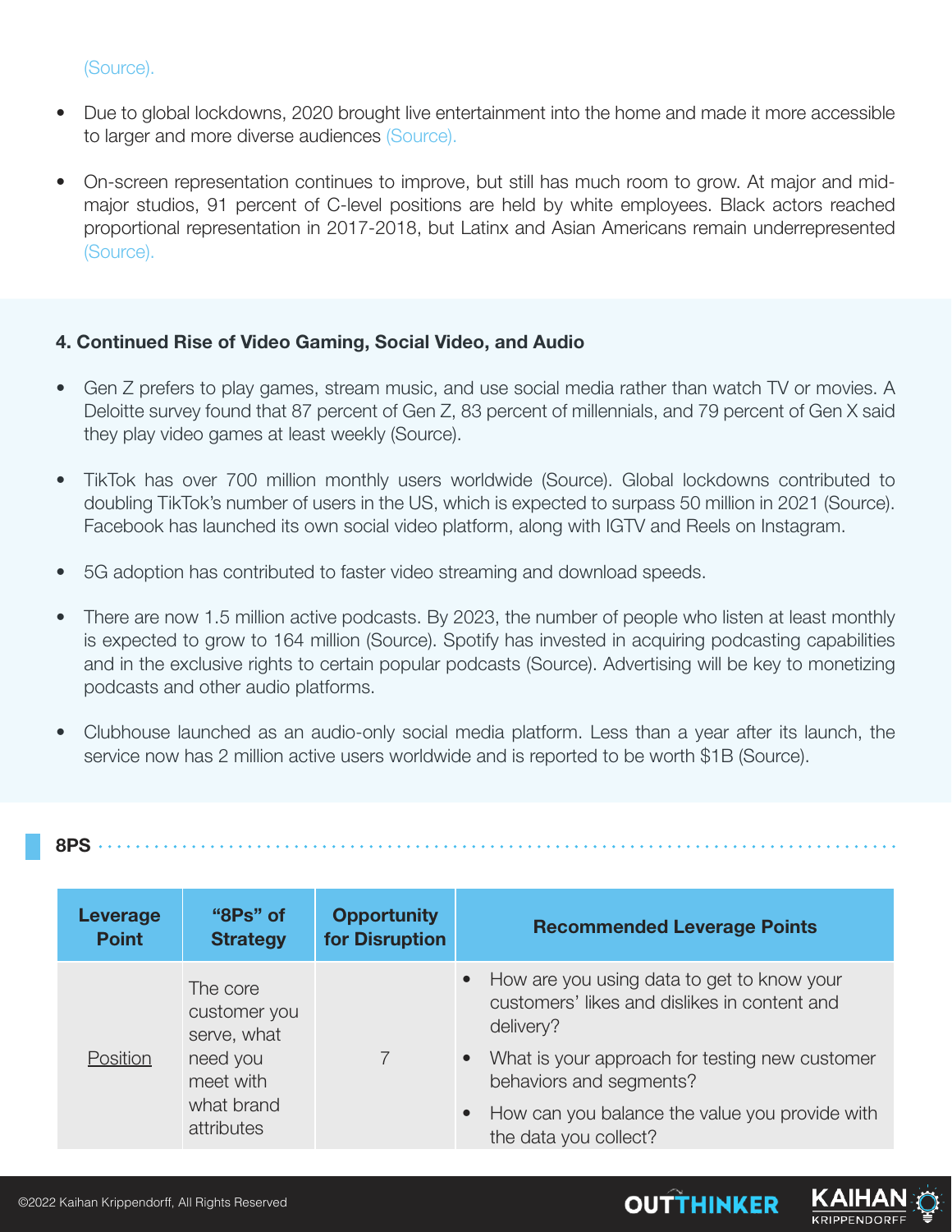(Source).

- Due to global lockdowns, 2020 brought live entertainment into the home and made it more accessible to larger and more diverse audiences (Source).
- On-screen representation continues to improve, but still has much room to grow. At major and mid-major studios, 91 percent of C-level positions are held by white employees. Black actors reached proportional representation in 2017-2018, but Latinx and Asian Americans remain underrepresented (Source).

### 4. Continued Rise of Video Gaming, Social Video, and Audio

- Gen Z prefers to play games, stream music, and use social media rather than watch TV or movies. A Deloitte survey found that 87 percent of Gen Z, 83 percent of millennials, and 79 percent of Gen X said they play video games at least weekly (Source).
- TikTok has over 700 million monthly users worldwide (Source). Global lockdowns contributed to doubling TikTok's number of users in the US, which is expected to surpass 50 million in 2021 (Source). Facebook has launched its own social video platform, along with IGTV and Reels on Instagram.
- 5G adoption has contributed to faster video streaming and download speeds.
- There are now 1.5 million active podcasts. By 2023, the number of people who listen at least monthly is expected to grow to 164 million (Source). Spotify has invested in acquiring podcasting capabilities and in the exclusive rights to certain popular podcasts (Source). Advertising will be key to monetizing podcasts and other audio platforms.
- Clubhouse launched as an audio-only social media platform. Less than a year after its launch, the service now has 2 million active users worldwide and is reported to be worth $1B (Source).

## 8PS

| Leverage Point | "8Ps" of Strategy | Opportunity for Disruption | Recommended Leverage Points |
|---|---|---|---|
| Position | The core customer you serve, what need you meet with what brand attributes | 7 | • How are you using data to get to know your customers' likes and dislikes in content and delivery?<br>• What is your approach for testing new customer behaviors and segments?<br>• How can you balance the value you provide with the data you collect? |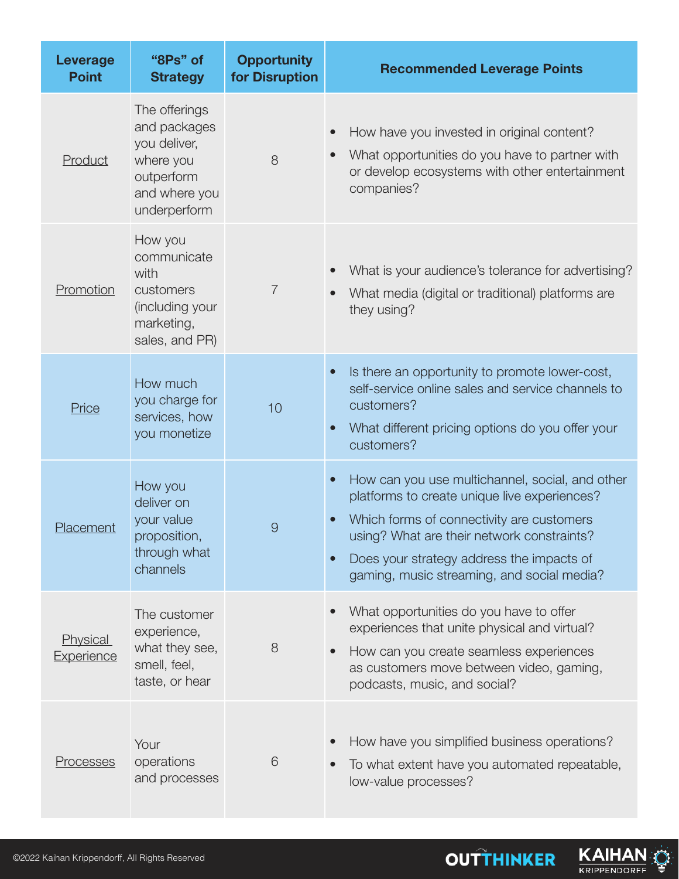| Leverage Point | "8Ps" of Strategy | Opportunity for Disruption | Recommended Leverage Points |
|---|---|---|---|
| Product | The offerings and packages you deliver, where you outperform and where you underperform | 8 | • How have you invested in original content?<br>• What opportunities do you have to partner with or develop ecosystems with other entertainment companies? |
| Promotion | How you communicate with customers (including your marketing, sales, and PR) | 7 | • What is your audience's tolerance for advertising?<br>• What media (digital or traditional) platforms are they using? |
| Price | How much you charge for services, how you monetize | 10 | • Is there an opportunity to promote lower-cost, self-service online sales and service channels to customers?<br>• What different pricing options do you offer your customers? |
| Placement | How you deliver on your value proposition, through what channels | 9 | • How can you use multichannel, social, and other platforms to create unique live experiences?<br>• Which forms of connectivity are customers using? What are their network constraints?<br>• Does your strategy address the impacts of gaming, music streaming, and social media? |
| Physical Experience | The customer experience, what they see, smell, feel, taste, or hear | 8 | • What opportunities do you have to offer experiences that unite physical and virtual?<br>• How can you create seamless experiences as customers move between video, gaming, podcasts, music, and social? |
| Processes | Your operations and processes | 6 | • How have you simplified business operations?<br>• To what extent have you automated repeatable, low-value processes? |

©2022 Kaihan Krippendorff, All Rights Reserved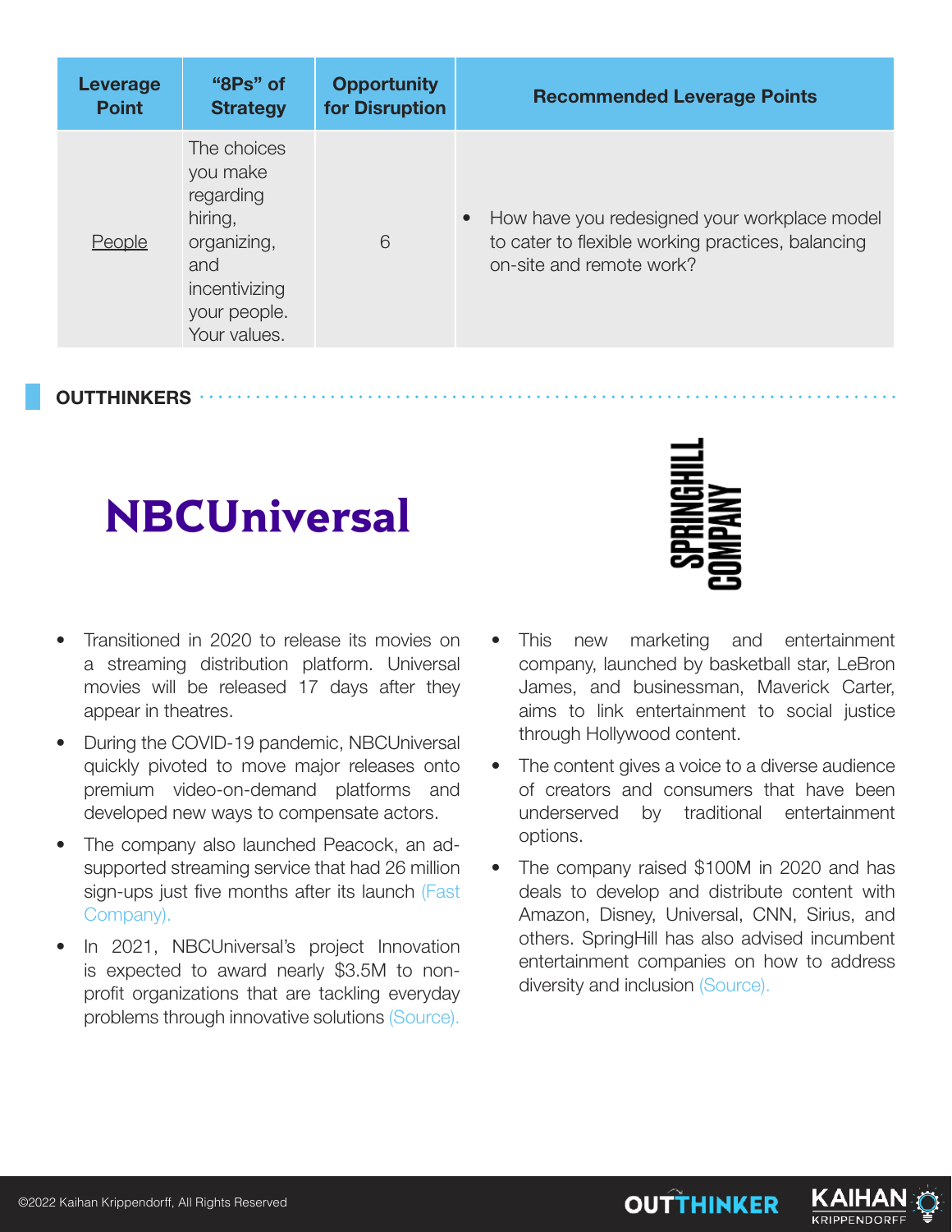| Leverage Point | "8Ps" of Strategy | Opportunity for Disruption | Recommended Leverage Points |
|---|---|---|---|
| People | The choices you make regarding hiring, organizing, and incentivizing your people. Your values. | 6 | • How have you redesigned your workplace model to cater to flexible working practices, balancing on-site and remote work? |

## OUTTHINKERS

### NBCUniversal

- Transitioned in 2020 to release its movies on a streaming distribution platform. Universal movies will be released 17 days after they appear in theatres.
- During the COVID-19 pandemic, NBCUniversal quickly pivoted to move major releases onto premium video-on-demand platforms and developed new ways to compensate actors.
- The company also launched Peacock, an ad-supported streaming service that had 26 million sign-ups just five months after its launch (Fast Company).
- In 2021, NBCUniversal's project Innovation is expected to award nearly $3.5M to non-profit organizations that are tackling everyday problems through innovative solutions (Source).

### SPRINGHILL COMPANY

- This new marketing and entertainment company, launched by basketball star, LeBron James, and businessman, Maverick Carter, aims to link entertainment to social justice through Hollywood content.
- The content gives a voice to a diverse audience of creators and consumers that have been underserved by traditional entertainment options.
- The company raised $100M in 2020 and has deals to develop and distribute content with Amazon, Disney, Universal, CNN, Sirius, and others. SpringHill has also advised incumbent entertainment companies on how to address diversity and inclusion (Source).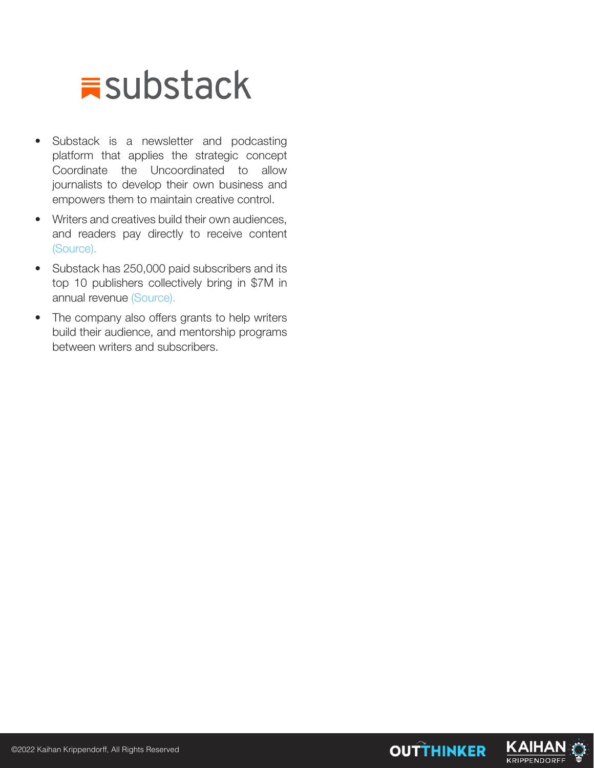# substack

- Substack is a newsletter and podcasting platform that applies the strategic concept Coordinate the Uncoordinated to allow journalists to develop their own business and empowers them to maintain creative control.
- Writers and creatives build their own audiences, and readers pay directly to receive content (Source).
- Substack has 250,000 paid subscribers and its top 10 publishers collectively bring in $7M in annual revenue (Source).
- The company also offers grants to help writers build their audience, and mentorship programs between writers and subscribers.